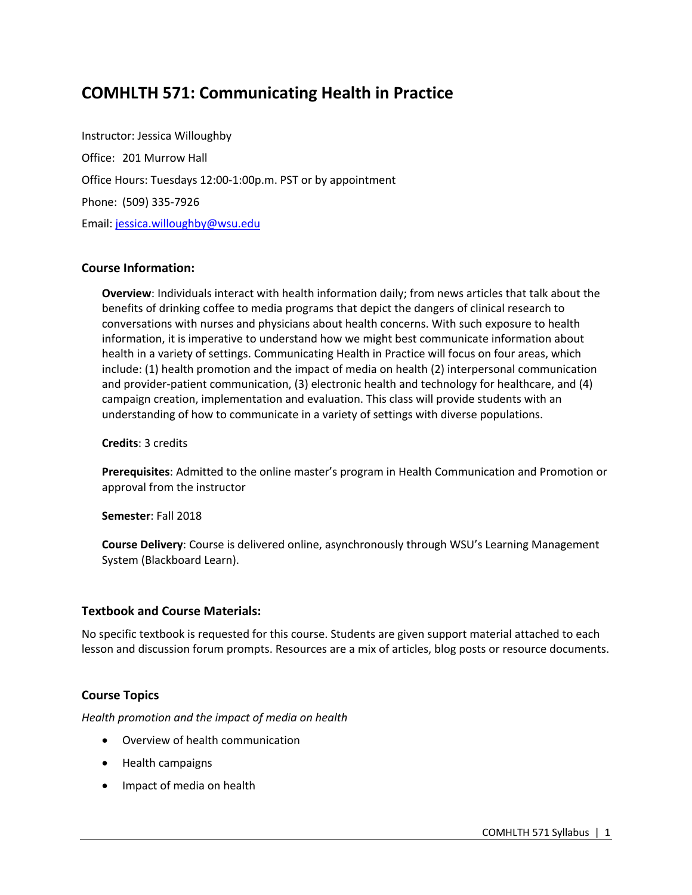# COMHLTH 571: Communicating Health in Practice

Instructor: Jessica Willoughby

Office: 201 Murrow Hall

Office Hours: Tuesdays 12:00-1:00p.m. PST or by appointment

Phone: (509) 335-7926

Email: jessica.willoughby@wsu.edu

## Course Information:

**Overview**: Individuals interact with health information daily; from news articles that talk about the benefits of drinking coffee to media programs that depict the dangers of clinical research to conversations with nurses and physicians about health concerns. With such exposure to health information, it is imperative to understand how we might best communicate information about health in a variety of settings. Communicating Health in Practice will focus on four areas, which include: (1) health promotion and the impact of media on health (2) interpersonal communication and provider-patient communication, (3) electronic health and technology for healthcare, and (4) campaign creation, implementation and evaluation. This class will provide students with an understanding of how to communicate in a variety of settings with diverse populations.

**Credits**: 3 credits

**Prerequisites**: Admitted to the online master's program in Health Communication and Promotion or approval from the instructor

**Semester**: Fall 2018

**Course Delivery**: Course is delivered online, asynchronously through WSU's Learning Management System (Blackboard Learn).

## Textbook and Course Materials:

No specific textbook is requested for this course. Students are given support material attached to each lesson and discussion forum prompts. Resources are a mix of articles, blog posts or resource documents.

## Course Topics

*Health promotion and the impact of media on health*

- Overview of health communication
- Health campaigns
- Impact of media on health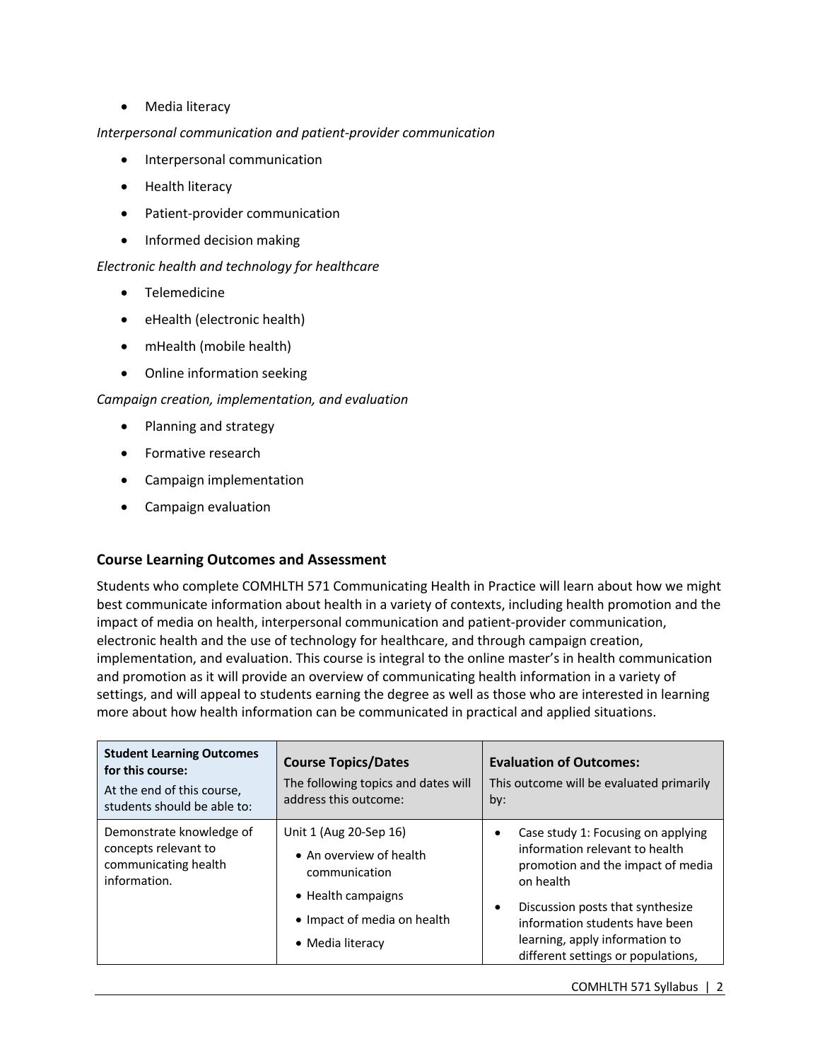- Media literacy

*Interpersonal communication and patient-provider communication*

- Interpersonal communication
- Health literacy
- Patient-provider communication
- Informed decision making

*Electronic health and technology for healthcare*

- Telemedicine
- eHealth (electronic health)
- mHealth (mobile health)
- Online information seeking

*Campaign creation, implementation, and evaluation*

- Planning and strategy
- Formative research
- Campaign implementation
- Campaign evaluation

### Course Learning Outcomes and Assessment

Students who complete COMHLTH 571 Communicating Health in Practice will learn about how we might best communicate information about health in a variety of contexts, including health promotion and the impact of media on health, interpersonal communication and patient-provider communication, electronic health and the use of technology for healthcare, and through campaign creation, implementation, and evaluation. This course is integral to the online master's in health communication and promotion as it will provide an overview of communicating health information in a variety of settings, and will appeal to students earning the degree as well as those who are interested in learning more about how health information can be communicated in practical and applied situations.

| **Student Learning Outcomes for this course:** At the end of this course, students should be able to: | **Course Topics/Dates** The following topics and dates will address this outcome: | **Evaluation of Outcomes:** This outcome will be evaluated primarily by: |
|---|---|---|
| Demonstrate knowledge of concepts relevant to communicating health information. | Unit 1 (Aug 20-Sep 16)<br>• An overview of health communication<br>• Health campaigns<br>• Impact of media on health<br>• Media literacy | • Case study 1: Focusing on applying information relevant to health promotion and the impact of media on health<br>• Discussion posts that synthesize information students have been learning, apply information to different settings or populations, |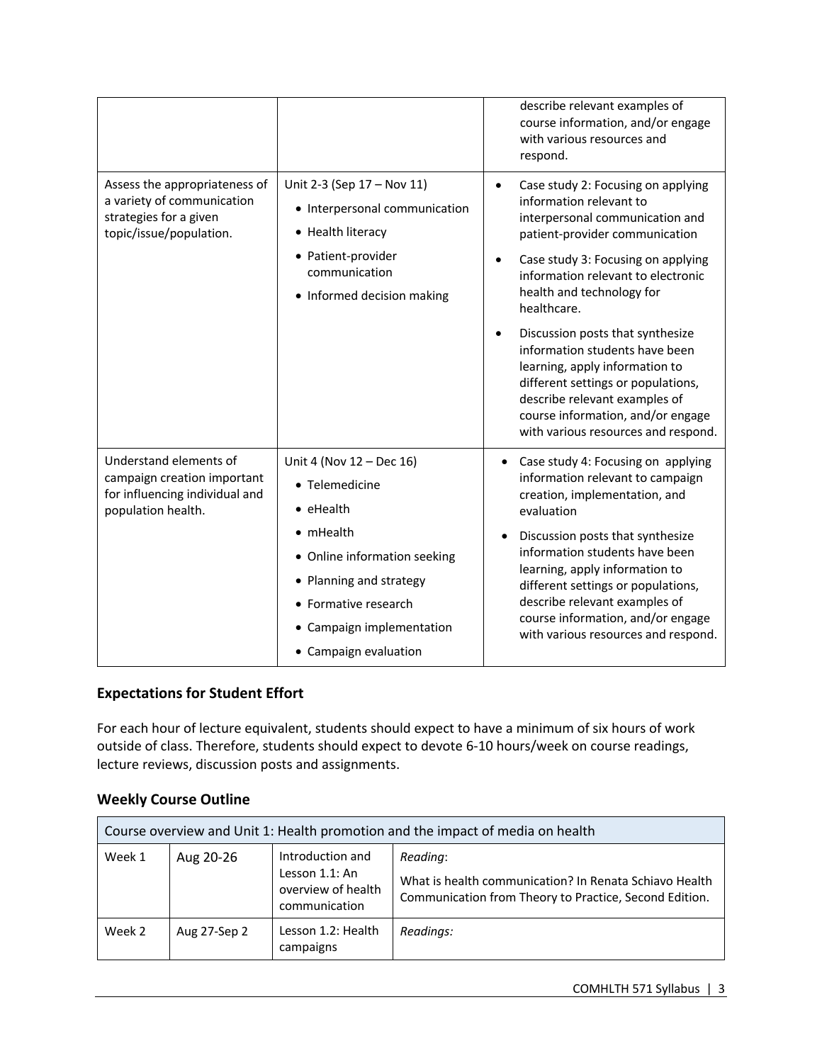| | | describe relevant examples of course information, and/or engage with various resources and respond. |
|---|---|---|
| Assess the appropriateness of a variety of communication strategies for a given topic/issue/population. | Unit 2-3 (Sep 17 – Nov 11)<br>• Interpersonal communication<br>• Health literacy<br>• Patient-provider communication<br>• Informed decision making | • Case study 2: Focusing on applying information relevant to interpersonal communication and patient-provider communication<br>• Case study 3: Focusing on applying information relevant to electronic health and technology for healthcare.<br>• Discussion posts that synthesize information students have been learning, apply information to different settings or populations, describe relevant examples of course information, and/or engage with various resources and respond. |
| Understand elements of campaign creation important for influencing individual and population health. | Unit 4 (Nov 12 – Dec 16)<br>• Telemedicine<br>• eHealth<br>• mHealth<br>• Online information seeking<br>• Planning and strategy<br>• Formative research<br>• Campaign implementation<br>• Campaign evaluation | • Case study 4: Focusing on applying information relevant to campaign creation, implementation, and evaluation<br>• Discussion posts that synthesize information students have been learning, apply information to different settings or populations, describe relevant examples of course information, and/or engage with various resources and respond. |

## Expectations for Student Effort

For each hour of lecture equivalent, students should expect to have a minimum of six hours of work outside of class. Therefore, students should expect to devote 6-10 hours/week on course readings, lecture reviews, discussion posts and assignments.

## Weekly Course Outline

| Course overview and Unit 1: Health promotion and the impact of media on health | | | |
|---|---|---|---|
| Week 1 | Aug 20-26 | Introduction and Lesson 1.1: An overview of health communication | *Reading*:<br>What is health communication? In Renata Schiavo Health Communication from Theory to Practice, Second Edition. |
| Week 2 | Aug 27-Sep 2 | Lesson 1.2: Health campaigns | *Readings:* |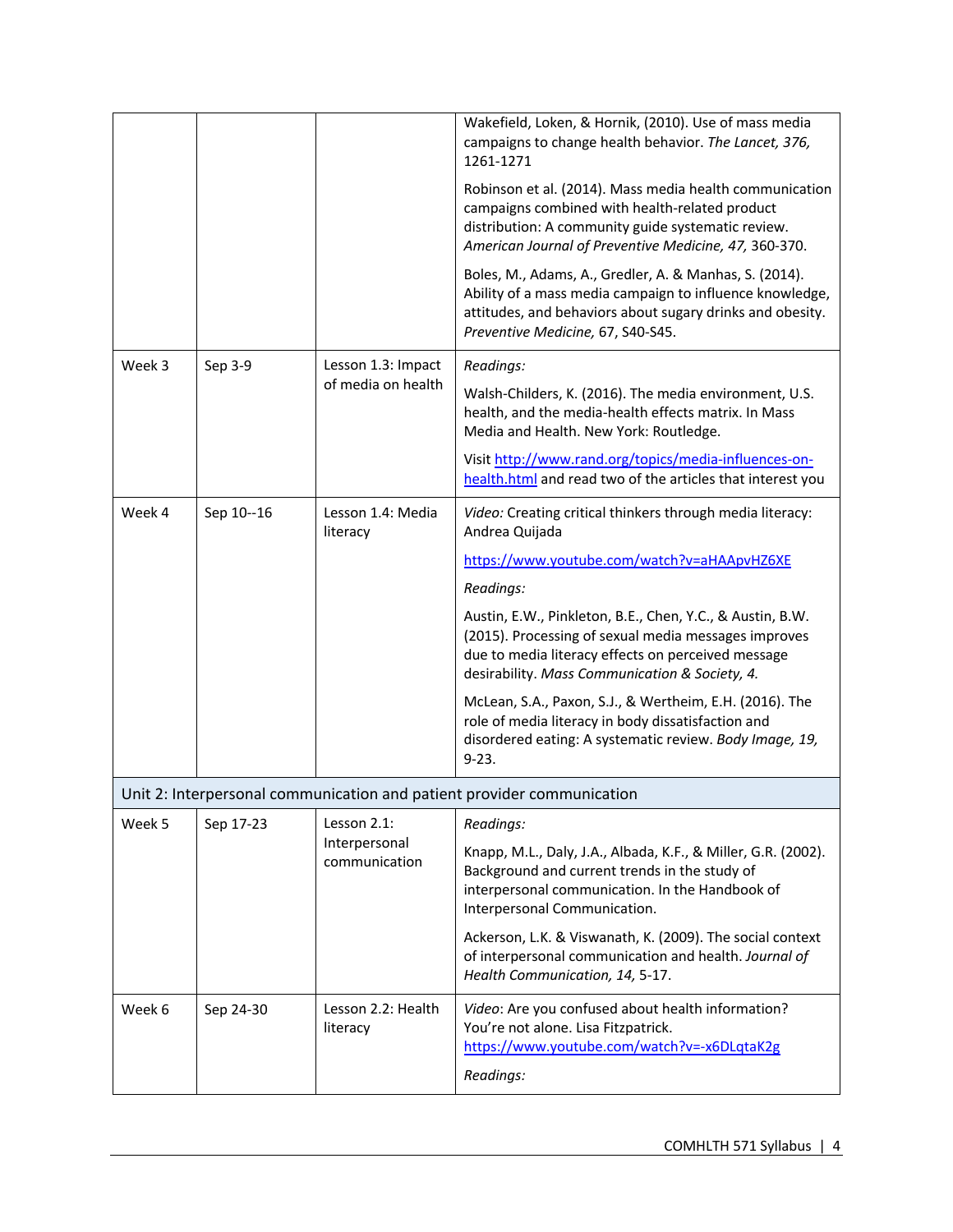| | | | |
|---|---|---|---|
| | | | Wakefield, Loken, & Hornik, (2010). Use of mass media campaigns to change health behavior. *The Lancet, 376,* 1261-1271<br><br>Robinson et al. (2014). Mass media health communication campaigns combined with health-related product distribution: A community guide systematic review. *American Journal of Preventive Medicine, 47,* 360-370.<br><br>Boles, M., Adams, A., Gredler, A. & Manhas, S. (2014). Ability of a mass media campaign to influence knowledge, attitudes, and behaviors about sugary drinks and obesity. *Preventive Medicine,* 67, S40-S45. |
| Week 3 | Sep 3-9 | Lesson 1.3: Impact of media on health | *Readings:*<br><br>Walsh-Childers, K. (2016). The media environment, U.S. health, and the media-health effects matrix. In Mass Media and Health. New York: Routledge.<br><br>Visit [http://www.rand.org/topics/media-influences-on-health.html](http://www.rand.org/topics/media-influences-on-health.html) and read two of the articles that interest you |
| Week 4 | Sep 10--16 | Lesson 1.4: Media literacy | *Video:* Creating critical thinkers through media literacy: Andrea Quijada<br><br>[https://www.youtube.com/watch?v=aHAApvHZ6XE](https://www.youtube.com/watch?v=aHAApvHZ6XE)<br><br>*Readings:*<br><br>Austin, E.W., Pinkleton, B.E., Chen, Y.C., & Austin, B.W. (2015). Processing of sexual media messages improves due to media literacy effects on perceived message desirability. *Mass Communication & Society, 4.*<br><br>McLean, S.A., Paxon, S.J., & Wertheim, E.H. (2016). The role of media literacy in body dissatisfaction and disordered eating: A systematic review. *Body Image, 19,* 9-23. |
| **Unit 2: Interpersonal communication and patient provider communication** | | | |
| Week 5 | Sep 17-23 | Lesson 2.1: Interpersonal communication | *Readings:*<br><br>Knapp, M.L., Daly, J.A., Albada, K.F., & Miller, G.R. (2002). Background and current trends in the study of interpersonal communication. In the Handbook of Interpersonal Communication.<br><br>Ackerson, L.K. & Viswanath, K. (2009). The social context of interpersonal communication and health. *Journal of Health Communication, 14,* 5-17. |
| Week 6 | Sep 24-30 | Lesson 2.2: Health literacy | *Video*: Are you confused about health information? You're not alone. Lisa Fitzpatrick. [https://www.youtube.com/watch?v=-x6DLqtaK2g](https://www.youtube.com/watch?v=-x6DLqtaK2g)<br><br>*Readings:* |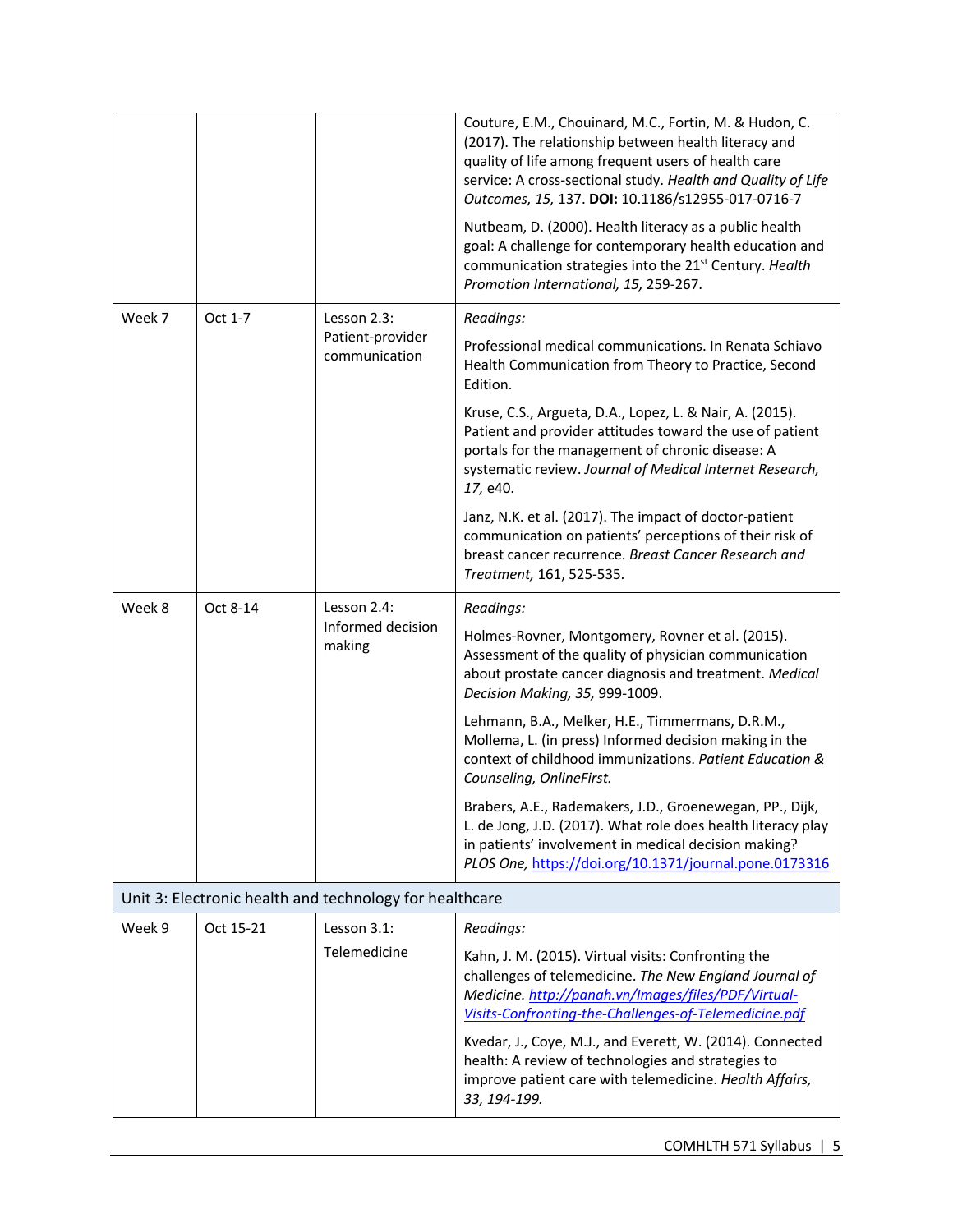| | | | |
|---|---|---|---|
| | | | Couture, E.M., Chouinard, M.C., Fortin, M. & Hudon, C. (2017). The relationship between health literacy and quality of life among frequent users of health care service: A cross-sectional study. *Health and Quality of Life Outcomes, 15,* 137. **DOI:** 10.1186/s12955-017-0716-7<br><br>Nutbeam, D. (2000). Health literacy as a public health goal: A challenge for contemporary health education and communication strategies into the 21st Century. *Health Promotion International, 15,* 259-267. |
| Week 7 | Oct 1-7 | Lesson 2.3: Patient-provider communication | *Readings:*<br><br>Professional medical communications. In Renata Schiavo Health Communication from Theory to Practice, Second Edition.<br><br>Kruse, C.S., Argueta, D.A., Lopez, L. & Nair, A. (2015). Patient and provider attitudes toward the use of patient portals for the management of chronic disease: A systematic review. *Journal of Medical Internet Research, 17,* e40.<br><br>Janz, N.K. et al. (2017). The impact of doctor-patient communication on patients' perceptions of their risk of breast cancer recurrence. *Breast Cancer Research and Treatment,* 161, 525-535. |
| Week 8 | Oct 8-14 | Lesson 2.4: Informed decision making | *Readings:*<br><br>Holmes-Rovner, Montgomery, Rovner et al. (2015). Assessment of the quality of physician communication about prostate cancer diagnosis and treatment. *Medical Decision Making, 35,* 999-1009.<br><br>Lehmann, B.A., Melker, H.E., Timmermans, D.R.M., Mollema, L. (in press) Informed decision making in the context of childhood immunizations. *Patient Education & Counseling, OnlineFirst.*<br><br>Brabers, A.E., Rademakers, J.D., Groenewegan, PP., Dijk, L. de Jong, J.D. (2017). What role does health literacy play in patients' involvement in medical decision making? *PLOS One,* https://doi.org/10.1371/journal.pone.0173316 |
| Unit 3: Electronic health and technology for healthcare | | | |
| Week 9 | Oct 15-21 | Lesson 3.1: Telemedicine | *Readings:*<br><br>Kahn, J. M. (2015). Virtual visits: Confronting the challenges of telemedicine. *The New England Journal of Medicine.* *http://panah.vn/Images/files/PDF/Virtual-Visits-Confronting-the-Challenges-of-Telemedicine.pdf*<br><br>Kvedar, J., Coye, M.J., and Everett, W. (2014). Connected health: A review of technologies and strategies to improve patient care with telemedicine. *Health Affairs, 33, 194-199.* |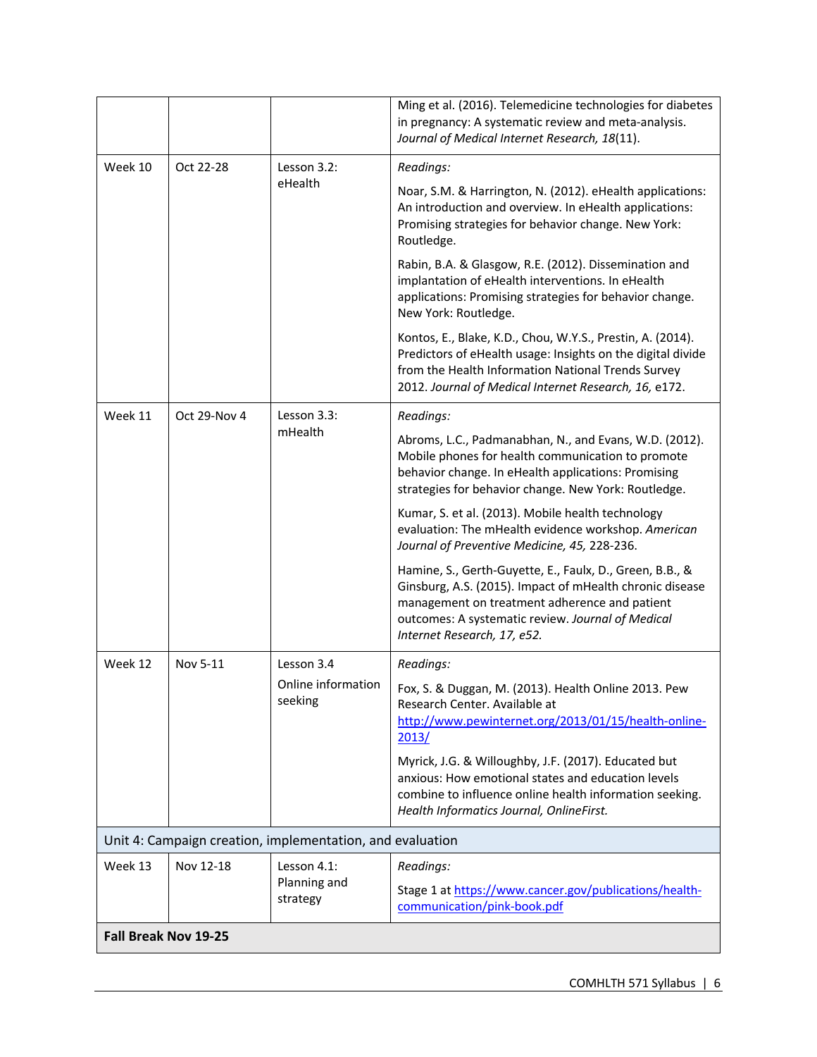| | | | |
|---|---|---|---|
| | | | Ming et al. (2016). Telemedicine technologies for diabetes in pregnancy: A systematic review and meta-analysis. *Journal of Medical Internet Research, 18*(11). |
| Week 10 | Oct 22-28 | Lesson 3.2: eHealth | *Readings:*<br><br>Noar, S.M. & Harrington, N. (2012). eHealth applications: An introduction and overview. In eHealth applications: Promising strategies for behavior change. New York: Routledge.<br><br>Rabin, B.A. & Glasgow, R.E. (2012). Dissemination and implantation of eHealth interventions. In eHealth applications: Promising strategies for behavior change. New York: Routledge.<br><br>Kontos, E., Blake, K.D., Chou, W.Y.S., Prestin, A. (2014). Predictors of eHealth usage: Insights on the digital divide from the Health Information National Trends Survey 2012. *Journal of Medical Internet Research, 16,* e172. |
| Week 11 | Oct 29-Nov 4 | Lesson 3.3: mHealth | *Readings:*<br><br>Abroms, L.C., Padmanabhan, N., and Evans, W.D. (2012). Mobile phones for health communication to promote behavior change. In eHealth applications: Promising strategies for behavior change. New York: Routledge.<br><br>Kumar, S. et al. (2013). Mobile health technology evaluation: The mHealth evidence workshop. *American Journal of Preventive Medicine, 45,* 228-236.<br><br>Hamine, S., Gerth-Guyette, E., Faulx, D., Green, B.B., & Ginsburg, A.S. (2015). Impact of mHealth chronic disease management on treatment adherence and patient outcomes: A systematic review. *Journal of Medical Internet Research, 17, e52.* |
| Week 12 | Nov 5-11 | Lesson 3.4<br><br>Online information seeking | *Readings:*<br><br>Fox, S. & Duggan, M. (2013). Health Online 2013. Pew Research Center. Available at http://www.pewinternet.org/2013/01/15/health-online-2013/<br><br>Myrick, J.G. & Willoughby, J.F. (2017). Educated but anxious: How emotional states and education levels combine to influence online health information seeking. *Health Informatics Journal, OnlineFirst.* |
| Unit 4: Campaign creation, implementation, and evaluation | | | |
| Week 13 | Nov 12-18 | Lesson 4.1: Planning and strategy | *Readings:*<br><br>Stage 1 at https://www.cancer.gov/publications/health-communication/pink-book.pdf |
| **Fall Break Nov 19-25** | | | |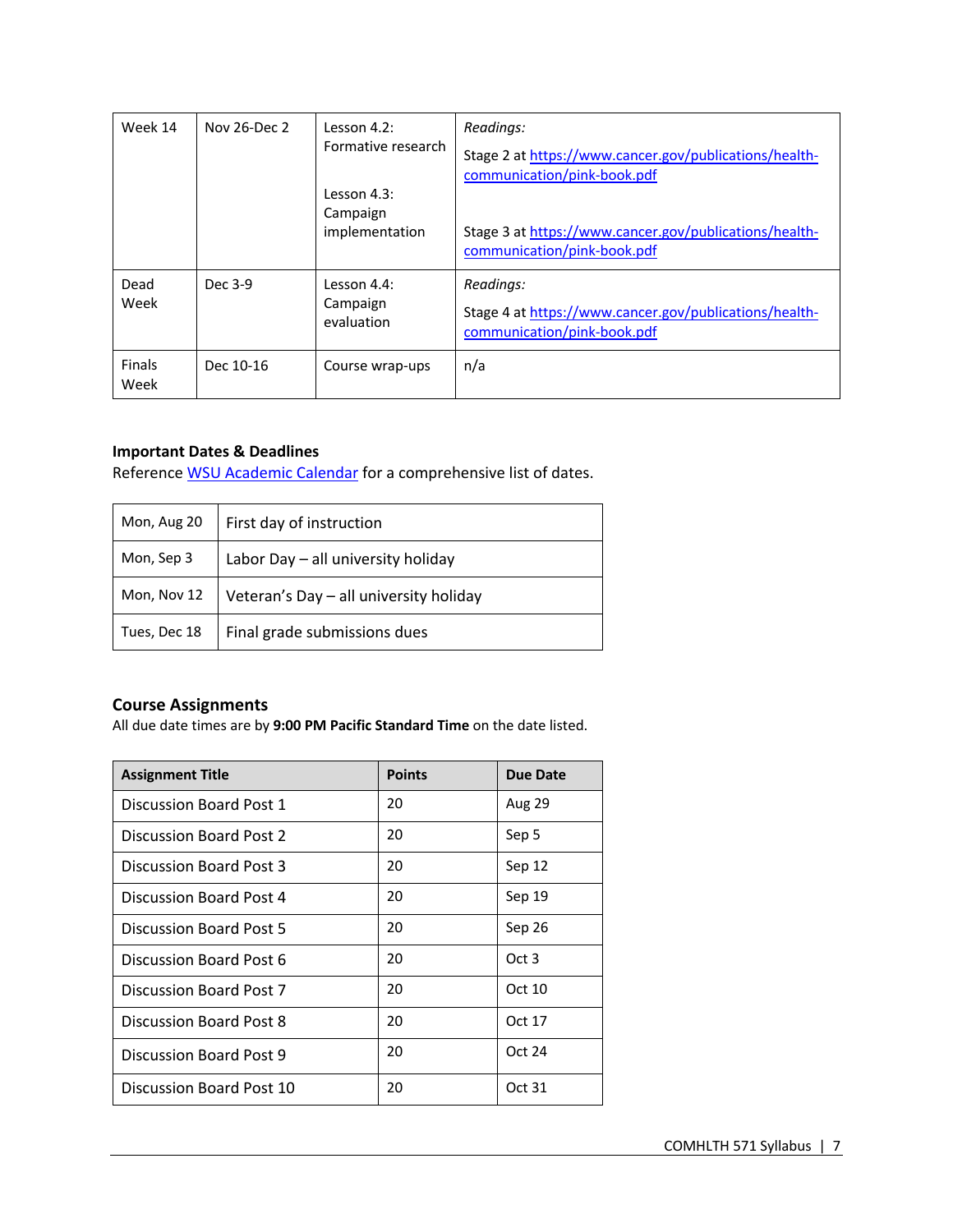| Week 14 | Nov 26-Dec 2 | Lesson 4.2: Formative research<br><br>Lesson 4.3: Campaign implementation | *Readings:*<br>Stage 2 at https://www.cancer.gov/publications/health-communication/pink-book.pdf<br><br>Stage 3 at https://www.cancer.gov/publications/health-communication/pink-book.pdf |
|---|---|---|---|
| Dead Week | Dec 3-9 | Lesson 4.4: Campaign evaluation | *Readings:*<br>Stage 4 at https://www.cancer.gov/publications/health-communication/pink-book.pdf |
| Finals Week | Dec 10-16 | Course wrap-ups | n/a |

**Important Dates & Deadlines**

Reference WSU Academic Calendar for a comprehensive list of dates.

| Mon, Aug 20 | First day of instruction |
|---|---|
| Mon, Sep 3 | Labor Day – all university holiday |
| Mon, Nov 12 | Veteran's Day – all university holiday |
| Tues, Dec 18 | Final grade submissions dues |

## Course Assignments

All due date times are by **9:00 PM Pacific Standard Time** on the date listed.

| Assignment Title | Points | Due Date |
|---|---|---|
| Discussion Board Post 1 | 20 | Aug 29 |
| Discussion Board Post 2 | 20 | Sep 5 |
| Discussion Board Post 3 | 20 | Sep 12 |
| Discussion Board Post 4 | 20 | Sep 19 |
| Discussion Board Post 5 | 20 | Sep 26 |
| Discussion Board Post 6 | 20 | Oct 3 |
| Discussion Board Post 7 | 20 | Oct 10 |
| Discussion Board Post 8 | 20 | Oct 17 |
| Discussion Board Post 9 | 20 | Oct 24 |
| Discussion Board Post 10 | 20 | Oct 31 |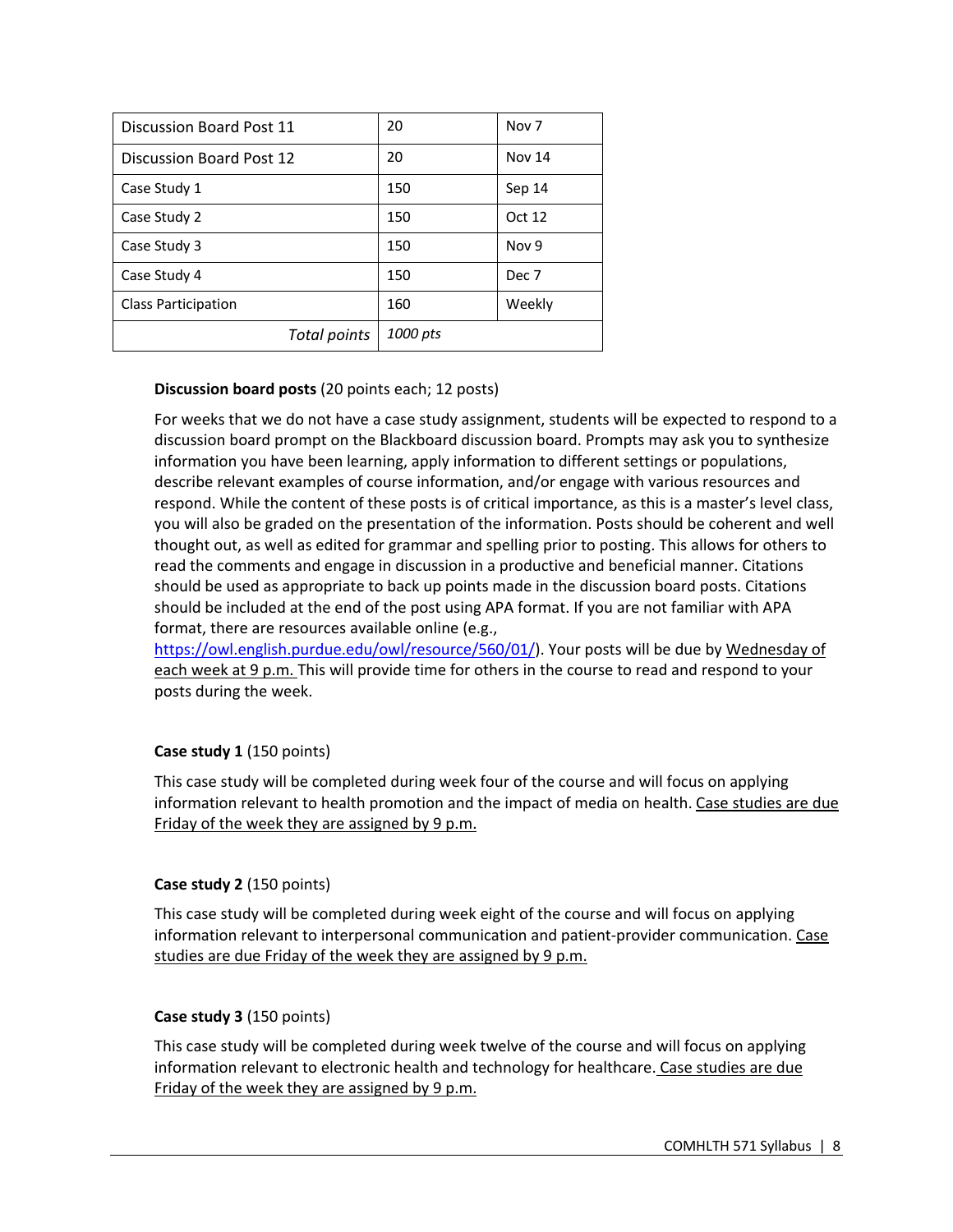| Discussion Board Post 11 | 20 | Nov 7 |
|---|---|---|
| Discussion Board Post 12 | 20 | Nov 14 |
| Case Study 1 | 150 | Sep 14 |
| Case Study 2 | 150 | Oct 12 |
| Case Study 3 | 150 | Nov 9 |
| Case Study 4 | 150 | Dec 7 |
| Class Participation | 160 | Weekly |
| *Total points* | *1000 pts* | |

**Discussion board posts** (20 points each; 12 posts)

For weeks that we do not have a case study assignment, students will be expected to respond to a discussion board prompt on the Blackboard discussion board. Prompts may ask you to synthesize information you have been learning, apply information to different settings or populations, describe relevant examples of course information, and/or engage with various resources and respond. While the content of these posts is of critical importance, as this is a master's level class, you will also be graded on the presentation of the information. Posts should be coherent and well thought out, as well as edited for grammar and spelling prior to posting. This allows for others to read the comments and engage in discussion in a productive and beneficial manner. Citations should be used as appropriate to back up points made in the discussion board posts. Citations should be included at the end of the post using APA format. If you are not familiar with APA format, there are resources available online (e.g., https://owl.english.purdue.edu/owl/resource/560/01/). Your posts will be due by Wednesday of each week at 9 p.m. This will provide time for others in the course to read and respond to your posts during the week.

**Case study 1** (150 points)

This case study will be completed during week four of the course and will focus on applying information relevant to health promotion and the impact of media on health. Case studies are due Friday of the week they are assigned by 9 p.m.

**Case study 2** (150 points)

This case study will be completed during week eight of the course and will focus on applying information relevant to interpersonal communication and patient-provider communication. Case studies are due Friday of the week they are assigned by 9 p.m.

**Case study 3** (150 points)

This case study will be completed during week twelve of the course and will focus on applying information relevant to electronic health and technology for healthcare. Case studies are due Friday of the week they are assigned by 9 p.m.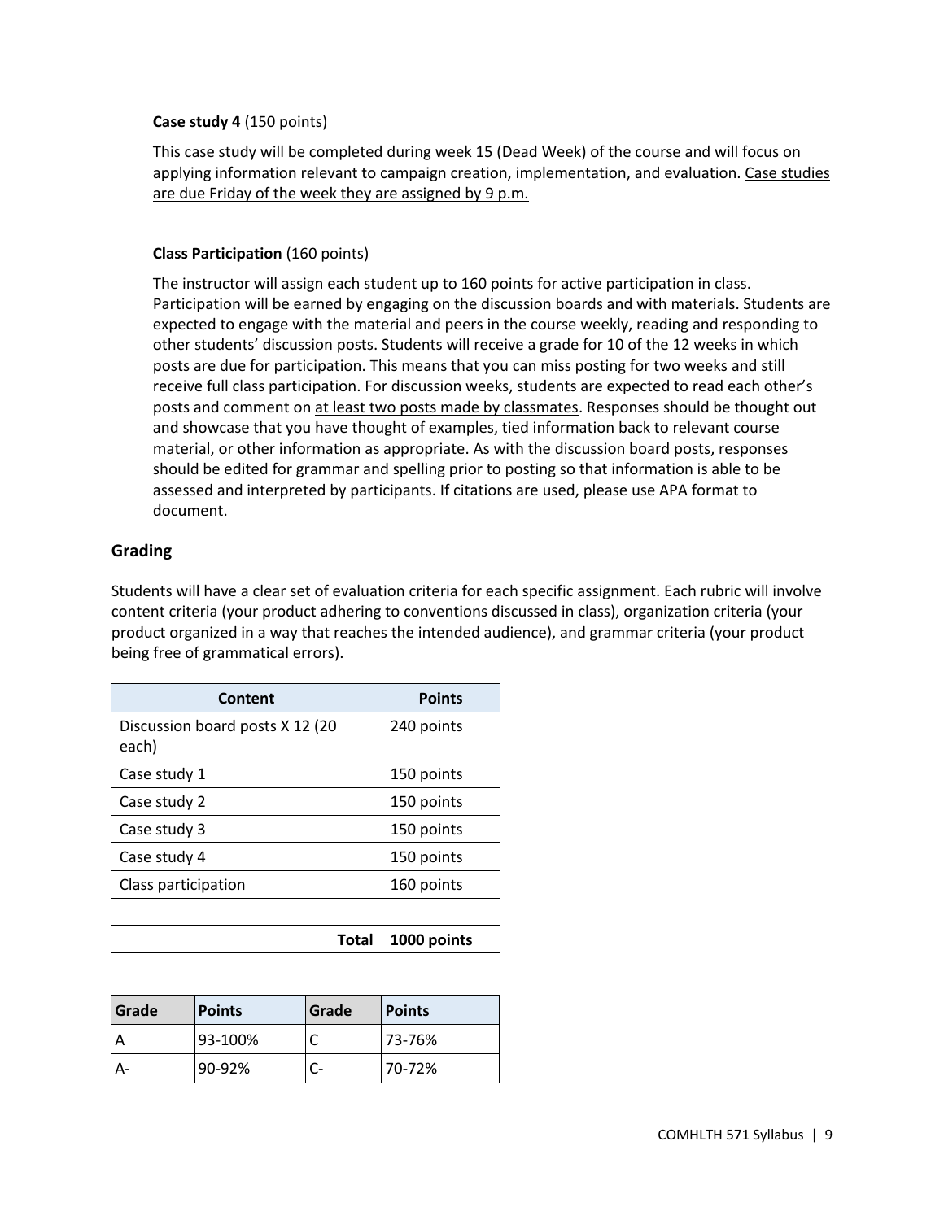**Case study 4** (150 points)

This case study will be completed during week 15 (Dead Week) of the course and will focus on applying information relevant to campaign creation, implementation, and evaluation. <u>Case studies are due Friday of the week they are assigned by 9 p.m.</u>

**Class Participation** (160 points)

The instructor will assign each student up to 160 points for active participation in class. Participation will be earned by engaging on the discussion boards and with materials. Students are expected to engage with the material and peers in the course weekly, reading and responding to other students' discussion posts. Students will receive a grade for 10 of the 12 weeks in which posts are due for participation. This means that you can miss posting for two weeks and still receive full class participation. For discussion weeks, students are expected to read each other's posts and comment on <u>at least two posts made by classmates</u>. Responses should be thought out and showcase that you have thought of examples, tied information back to relevant course material, or other information as appropriate. As with the discussion board posts, responses should be edited for grammar and spelling prior to posting so that information is able to be assessed and interpreted by participants. If citations are used, please use APA format to document.

## Grading

Students will have a clear set of evaluation criteria for each specific assignment. Each rubric will involve content criteria (your product adhering to conventions discussed in class), organization criteria (your product organized in a way that reaches the intended audience), and grammar criteria (your product being free of grammatical errors).

| Content | Points |
|---|---|
| Discussion board posts X 12 (20 each) | 240 points |
| Case study 1 | 150 points |
| Case study 2 | 150 points |
| Case study 3 | 150 points |
| Case study 4 | 150 points |
| Class participation | 160 points |
| | |
| **Total** | **1000 points** |

| Grade | Points | Grade | Points |
|---|---|---|---|
| A | 93-100% | C | 73-76% |
| A- | 90-92% | C- | 70-72% |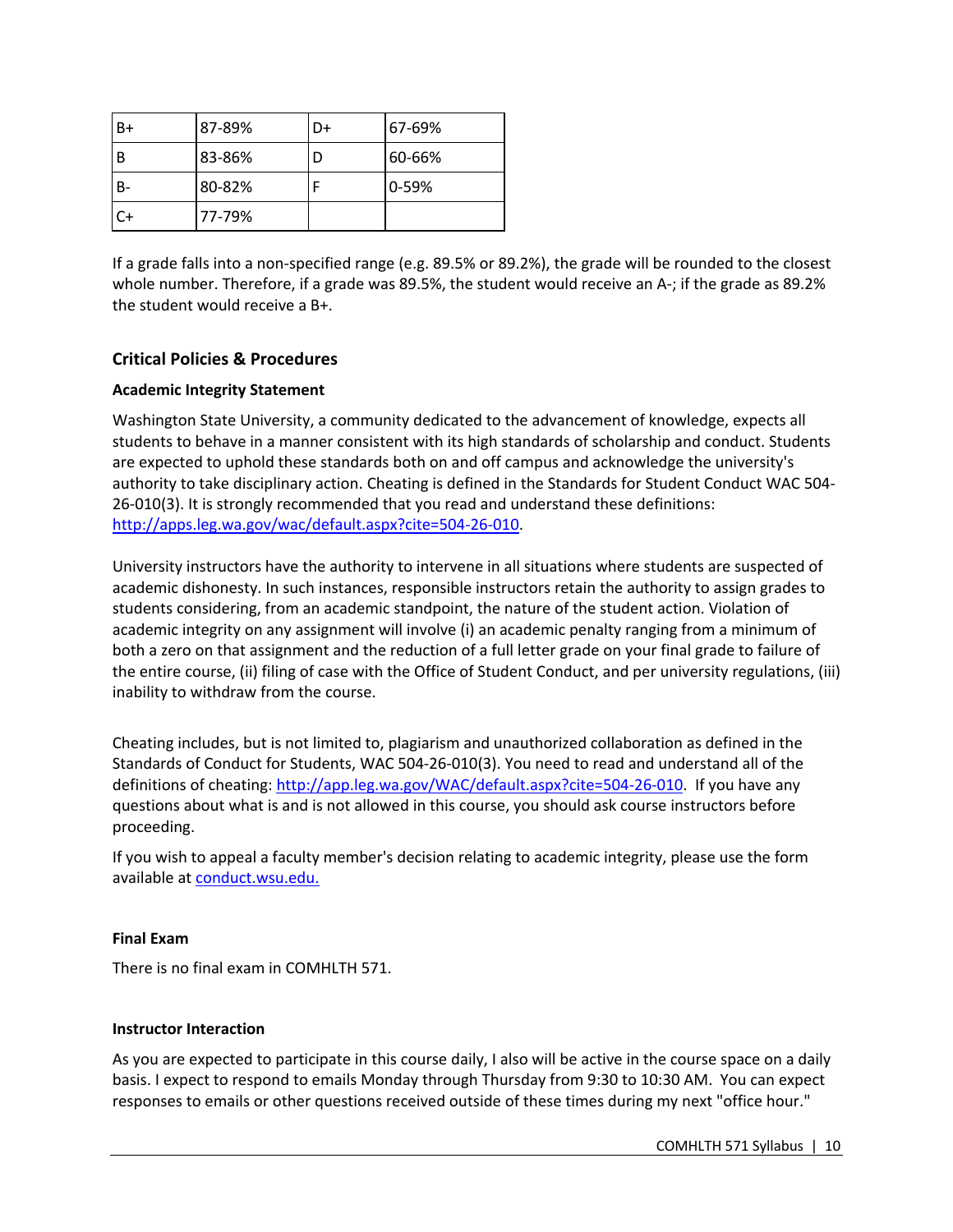| B+ | 87-89% | D+ | 67-69% |
|---|---|---|---|
| B | 83-86% | D | 60-66% |
| B- | 80-82% | F | 0-59% |
| C+ | 77-79% | | |

If a grade falls into a non-specified range (e.g. 89.5% or 89.2%), the grade will be rounded to the closest whole number. Therefore, if a grade was 89.5%, the student would receive an A-; if the grade as 89.2% the student would receive a B+.

## Critical Policies & Procedures

### Academic Integrity Statement

Washington State University, a community dedicated to the advancement of knowledge, expects all students to behave in a manner consistent with its high standards of scholarship and conduct. Students are expected to uphold these standards both on and off campus and acknowledge the university's authority to take disciplinary action. Cheating is defined in the Standards for Student Conduct WAC 504-26-010(3). It is strongly recommended that you read and understand these definitions: http://apps.leg.wa.gov/wac/default.aspx?cite=504-26-010.

University instructors have the authority to intervene in all situations where students are suspected of academic dishonesty. In such instances, responsible instructors retain the authority to assign grades to students considering, from an academic standpoint, the nature of the student action. Violation of academic integrity on any assignment will involve (i) an academic penalty ranging from a minimum of both a zero on that assignment and the reduction of a full letter grade on your final grade to failure of the entire course, (ii) filing of case with the Office of Student Conduct, and per university regulations, (iii) inability to withdraw from the course.

Cheating includes, but is not limited to, plagiarism and unauthorized collaboration as defined in the Standards of Conduct for Students, WAC 504-26-010(3). You need to read and understand all of the definitions of cheating: http://app.leg.wa.gov/WAC/default.aspx?cite=504-26-010. If you have any questions about what is and is not allowed in this course, you should ask course instructors before proceeding.

If you wish to appeal a faculty member's decision relating to academic integrity, please use the form available at conduct.wsu.edu.

### Final Exam

There is no final exam in COMHLTH 571.

### Instructor Interaction

As you are expected to participate in this course daily, I also will be active in the course space on a daily basis. I expect to respond to emails Monday through Thursday from 9:30 to 10:30 AM. You can expect responses to emails or other questions received outside of these times during my next "office hour."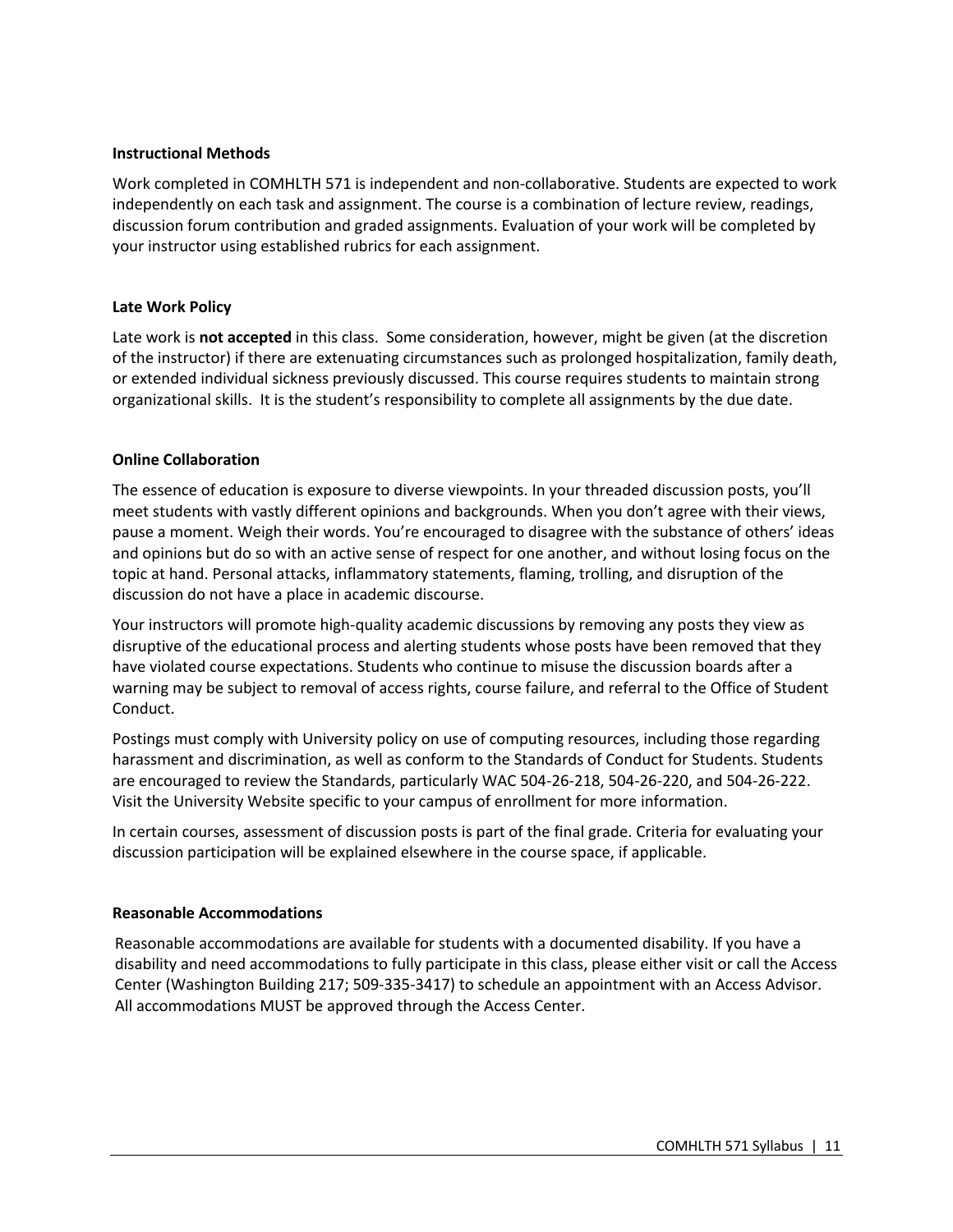### Instructional Methods

Work completed in COMHLTH 571 is independent and non-collaborative. Students are expected to work independently on each task and assignment. The course is a combination of lecture review, readings, discussion forum contribution and graded assignments. Evaluation of your work will be completed by your instructor using established rubrics for each assignment.

### Late Work Policy

Late work is **not accepted** in this class. Some consideration, however, might be given (at the discretion of the instructor) if there are extenuating circumstances such as prolonged hospitalization, family death, or extended individual sickness previously discussed. This course requires students to maintain strong organizational skills. It is the student's responsibility to complete all assignments by the due date.

### Online Collaboration

The essence of education is exposure to diverse viewpoints. In your threaded discussion posts, you'll meet students with vastly different opinions and backgrounds. When you don't agree with their views, pause a moment. Weigh their words. You're encouraged to disagree with the substance of others' ideas and opinions but do so with an active sense of respect for one another, and without losing focus on the topic at hand. Personal attacks, inflammatory statements, flaming, trolling, and disruption of the discussion do not have a place in academic discourse.

Your instructors will promote high-quality academic discussions by removing any posts they view as disruptive of the educational process and alerting students whose posts have been removed that they have violated course expectations. Students who continue to misuse the discussion boards after a warning may be subject to removal of access rights, course failure, and referral to the Office of Student Conduct.

Postings must comply with University policy on use of computing resources, including those regarding harassment and discrimination, as well as conform to the Standards of Conduct for Students. Students are encouraged to review the Standards, particularly WAC 504-26-218, 504-26-220, and 504-26-222. Visit the University Website specific to your campus of enrollment for more information.

In certain courses, assessment of discussion posts is part of the final grade. Criteria for evaluating your discussion participation will be explained elsewhere in the course space, if applicable.

### Reasonable Accommodations

Reasonable accommodations are available for students with a documented disability. If you have a disability and need accommodations to fully participate in this class, please either visit or call the Access Center (Washington Building 217; 509-335-3417) to schedule an appointment with an Access Advisor. All accommodations MUST be approved through the Access Center.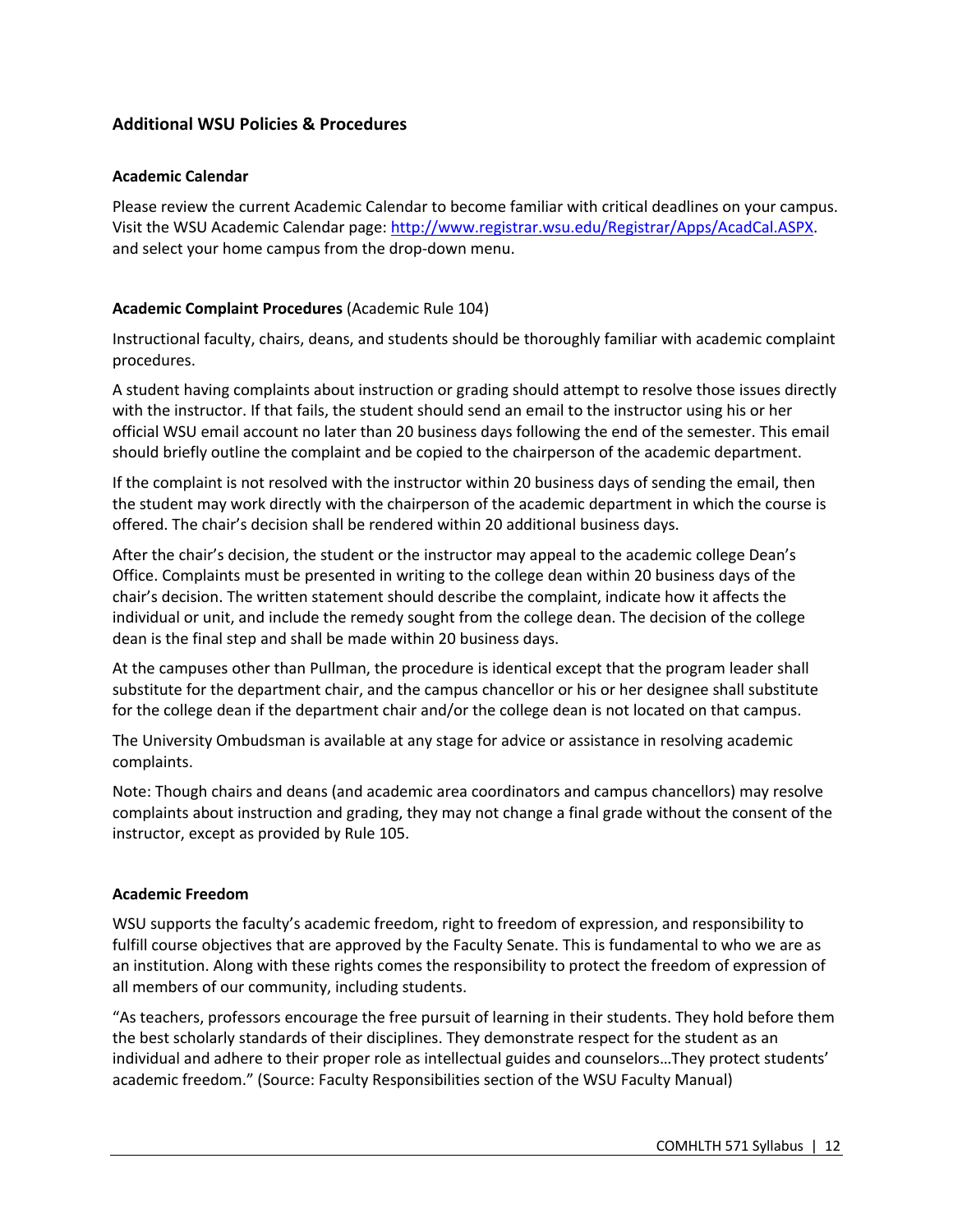## Additional WSU Policies & Procedures

### Academic Calendar

Please review the current Academic Calendar to become familiar with critical deadlines on your campus. Visit the WSU Academic Calendar page: [http://www.registrar.wsu.edu/Registrar/Apps/AcadCal.ASPX](http://www.registrar.wsu.edu/Registrar/Apps/AcadCal.ASPX). and select your home campus from the drop-down menu.

### Academic Complaint Procedures (Academic Rule 104)

Instructional faculty, chairs, deans, and students should be thoroughly familiar with academic complaint procedures.

A student having complaints about instruction or grading should attempt to resolve those issues directly with the instructor. If that fails, the student should send an email to the instructor using his or her official WSU email account no later than 20 business days following the end of the semester. This email should briefly outline the complaint and be copied to the chairperson of the academic department.

If the complaint is not resolved with the instructor within 20 business days of sending the email, then the student may work directly with the chairperson of the academic department in which the course is offered. The chair's decision shall be rendered within 20 additional business days.

After the chair's decision, the student or the instructor may appeal to the academic college Dean's Office. Complaints must be presented in writing to the college dean within 20 business days of the chair's decision. The written statement should describe the complaint, indicate how it affects the individual or unit, and include the remedy sought from the college dean. The decision of the college dean is the final step and shall be made within 20 business days.

At the campuses other than Pullman, the procedure is identical except that the program leader shall substitute for the department chair, and the campus chancellor or his or her designee shall substitute for the college dean if the department chair and/or the college dean is not located on that campus.

The University Ombudsman is available at any stage for advice or assistance in resolving academic complaints.

Note: Though chairs and deans (and academic area coordinators and campus chancellors) may resolve complaints about instruction and grading, they may not change a final grade without the consent of the instructor, except as provided by Rule 105.

### Academic Freedom

WSU supports the faculty's academic freedom, right to freedom of expression, and responsibility to fulfill course objectives that are approved by the Faculty Senate. This is fundamental to who we are as an institution. Along with these rights comes the responsibility to protect the freedom of expression of all members of our community, including students.

"As teachers, professors encourage the free pursuit of learning in their students. They hold before them the best scholarly standards of their disciplines. They demonstrate respect for the student as an individual and adhere to their proper role as intellectual guides and counselors…They protect students' academic freedom." (Source: Faculty Responsibilities section of the WSU Faculty Manual)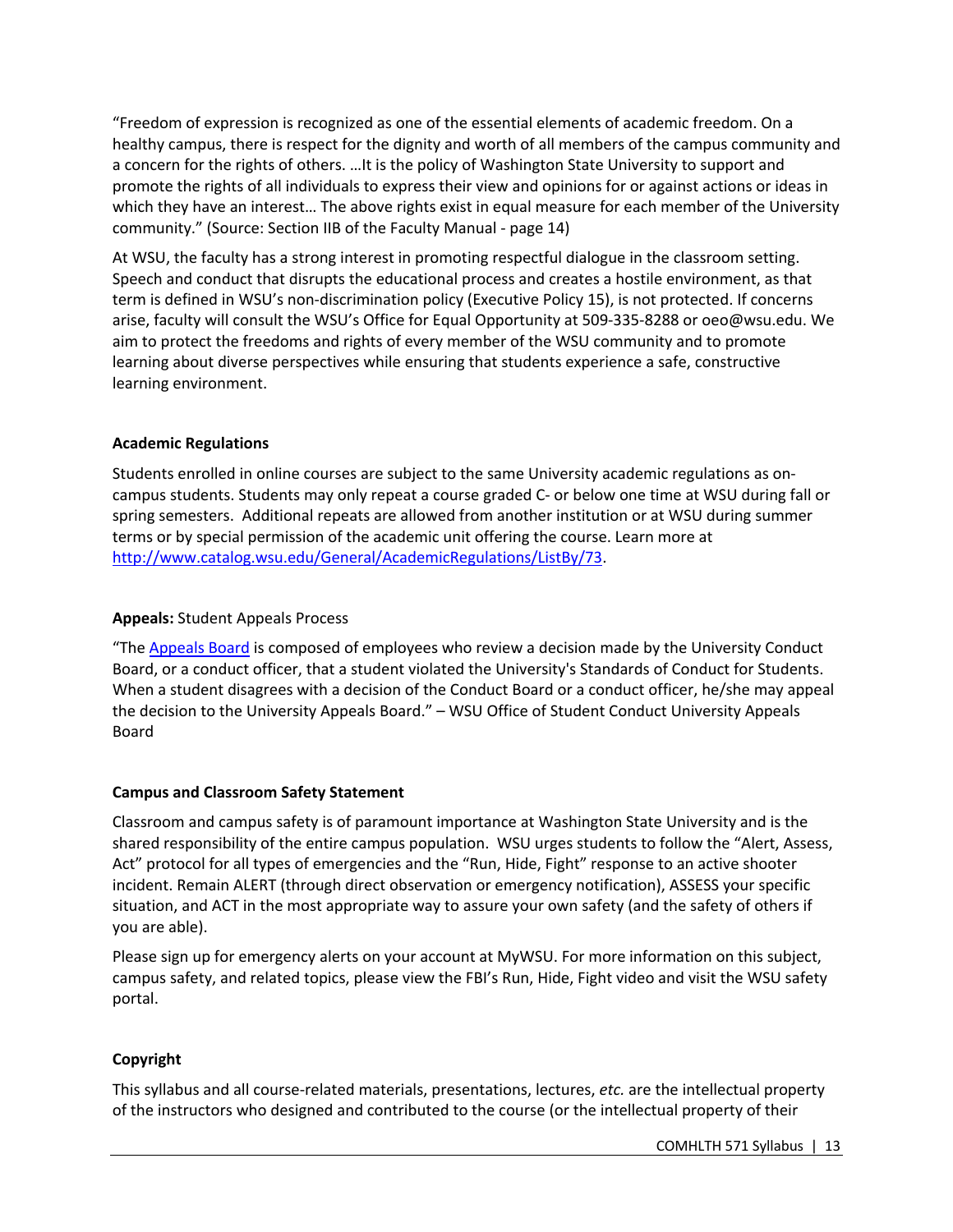"Freedom of expression is recognized as one of the essential elements of academic freedom. On a healthy campus, there is respect for the dignity and worth of all members of the campus community and a concern for the rights of others. …It is the policy of Washington State University to support and promote the rights of all individuals to express their view and opinions for or against actions or ideas in which they have an interest… The above rights exist in equal measure for each member of the University community." (Source: Section IIB of the Faculty Manual - page 14)

At WSU, the faculty has a strong interest in promoting respectful dialogue in the classroom setting. Speech and conduct that disrupts the educational process and creates a hostile environment, as that term is defined in WSU's non-discrimination policy (Executive Policy 15), is not protected. If concerns arise, faculty will consult the WSU's Office for Equal Opportunity at 509-335-8288 or oeo@wsu.edu. We aim to protect the freedoms and rights of every member of the WSU community and to promote learning about diverse perspectives while ensuring that students experience a safe, constructive learning environment.

**Academic Regulations**

Students enrolled in online courses are subject to the same University academic regulations as on-campus students. Students may only repeat a course graded C- or below one time at WSU during fall or spring semesters. Additional repeats are allowed from another institution or at WSU during summer terms or by special permission of the academic unit offering the course. Learn more at [http://www.catalog.wsu.edu/General/AcademicRegulations/ListBy/73](http://www.catalog.wsu.edu/General/AcademicRegulations/ListBy/73).

**Appeals:** Student Appeals Process

"The [Appeals Board]() is composed of employees who review a decision made by the University Conduct Board, or a conduct officer, that a student violated the University's Standards of Conduct for Students. When a student disagrees with a decision of the Conduct Board or a conduct officer, he/she may appeal the decision to the University Appeals Board." – WSU Office of Student Conduct University Appeals Board

**Campus and Classroom Safety Statement**

Classroom and campus safety is of paramount importance at Washington State University and is the shared responsibility of the entire campus population. WSU urges students to follow the "Alert, Assess, Act" protocol for all types of emergencies and the "Run, Hide, Fight" response to an active shooter incident. Remain ALERT (through direct observation or emergency notification), ASSESS your specific situation, and ACT in the most appropriate way to assure your own safety (and the safety of others if you are able).

Please sign up for emergency alerts on your account at MyWSU. For more information on this subject, campus safety, and related topics, please view the FBI's Run, Hide, Fight video and visit the WSU safety portal.

**Copyright**

This syllabus and all course-related materials, presentations, lectures, *etc.* are the intellectual property of the instructors who designed and contributed to the course (or the intellectual property of their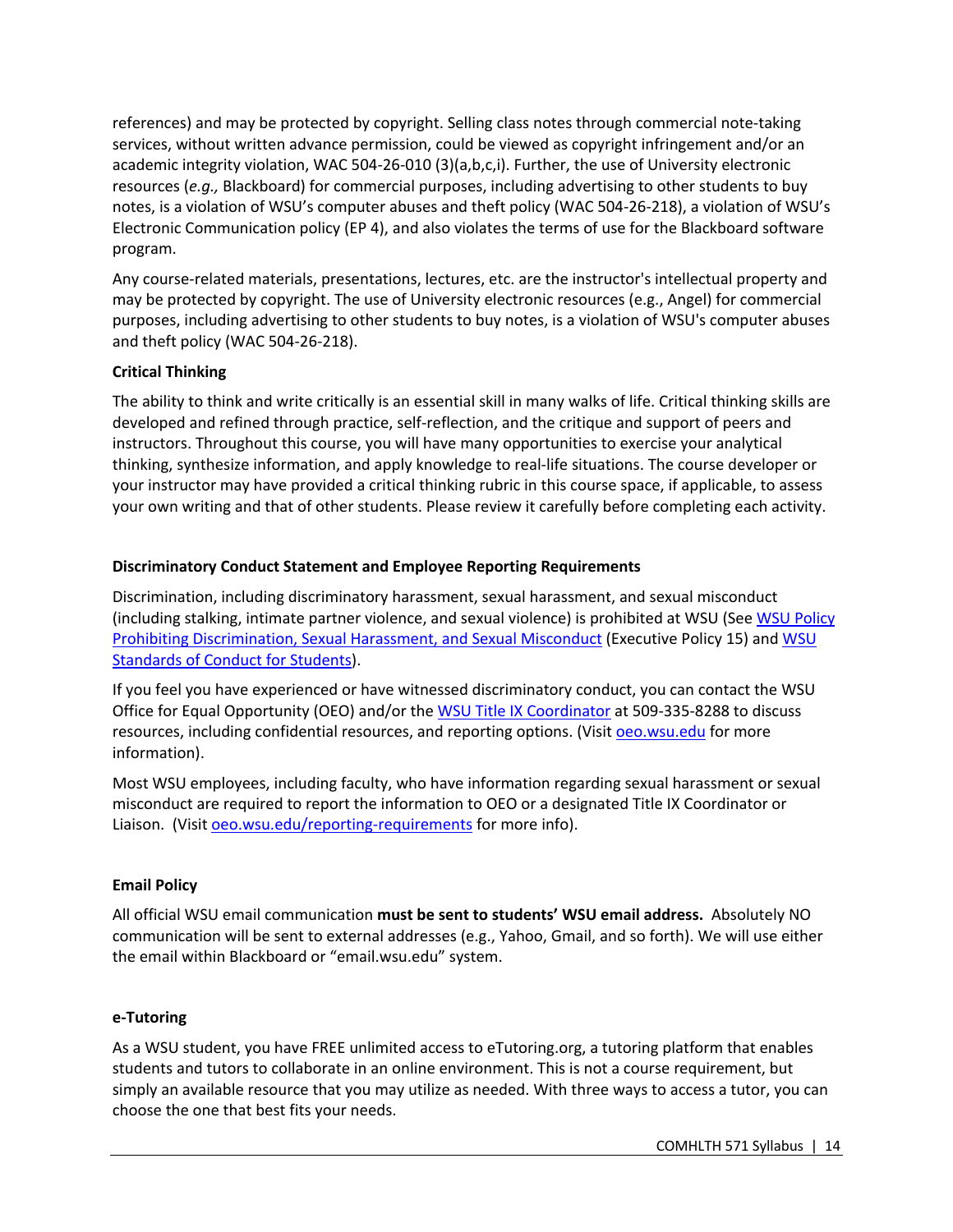references) and may be protected by copyright. Selling class notes through commercial note-taking services, without written advance permission, could be viewed as copyright infringement and/or an academic integrity violation, WAC 504-26-010 (3)(a,b,c,i). Further, the use of University electronic resources (*e.g.,* Blackboard) for commercial purposes, including advertising to other students to buy notes, is a violation of WSU's computer abuses and theft policy (WAC 504-26-218), a violation of WSU's Electronic Communication policy (EP 4), and also violates the terms of use for the Blackboard software program.

Any course-related materials, presentations, lectures, etc. are the instructor's intellectual property and may be protected by copyright. The use of University electronic resources (e.g., Angel) for commercial purposes, including advertising to other students to buy notes, is a violation of WSU's computer abuses and theft policy (WAC 504-26-218).

**Critical Thinking**

The ability to think and write critically is an essential skill in many walks of life. Critical thinking skills are developed and refined through practice, self-reflection, and the critique and support of peers and instructors. Throughout this course, you will have many opportunities to exercise your analytical thinking, synthesize information, and apply knowledge to real-life situations. The course developer or your instructor may have provided a critical thinking rubric in this course space, if applicable, to assess your own writing and that of other students. Please review it carefully before completing each activity.

**Discriminatory Conduct Statement and Employee Reporting Requirements**

Discrimination, including discriminatory harassment, sexual harassment, and sexual misconduct (including stalking, intimate partner violence, and sexual violence) is prohibited at WSU (See WSU Policy Prohibiting Discrimination, Sexual Harassment, and Sexual Misconduct (Executive Policy 15) and WSU Standards of Conduct for Students).

If you feel you have experienced or have witnessed discriminatory conduct, you can contact the WSU Office for Equal Opportunity (OEO) and/or the WSU Title IX Coordinator at 509-335-8288 to discuss resources, including confidential resources, and reporting options. (Visit oeo.wsu.edu for more information).

Most WSU employees, including faculty, who have information regarding sexual harassment or sexual misconduct are required to report the information to OEO or a designated Title IX Coordinator or Liaison. (Visit oeo.wsu.edu/reporting-requirements for more info).

**Email Policy**

All official WSU email communication **must be sent to students' WSU email address.** Absolutely NO communication will be sent to external addresses (e.g., Yahoo, Gmail, and so forth). We will use either the email within Blackboard or "email.wsu.edu" system.

**e-Tutoring**

As a WSU student, you have FREE unlimited access to eTutoring.org, a tutoring platform that enables students and tutors to collaborate in an online environment. This is not a course requirement, but simply an available resource that you may utilize as needed. With three ways to access a tutor, you can choose the one that best fits your needs.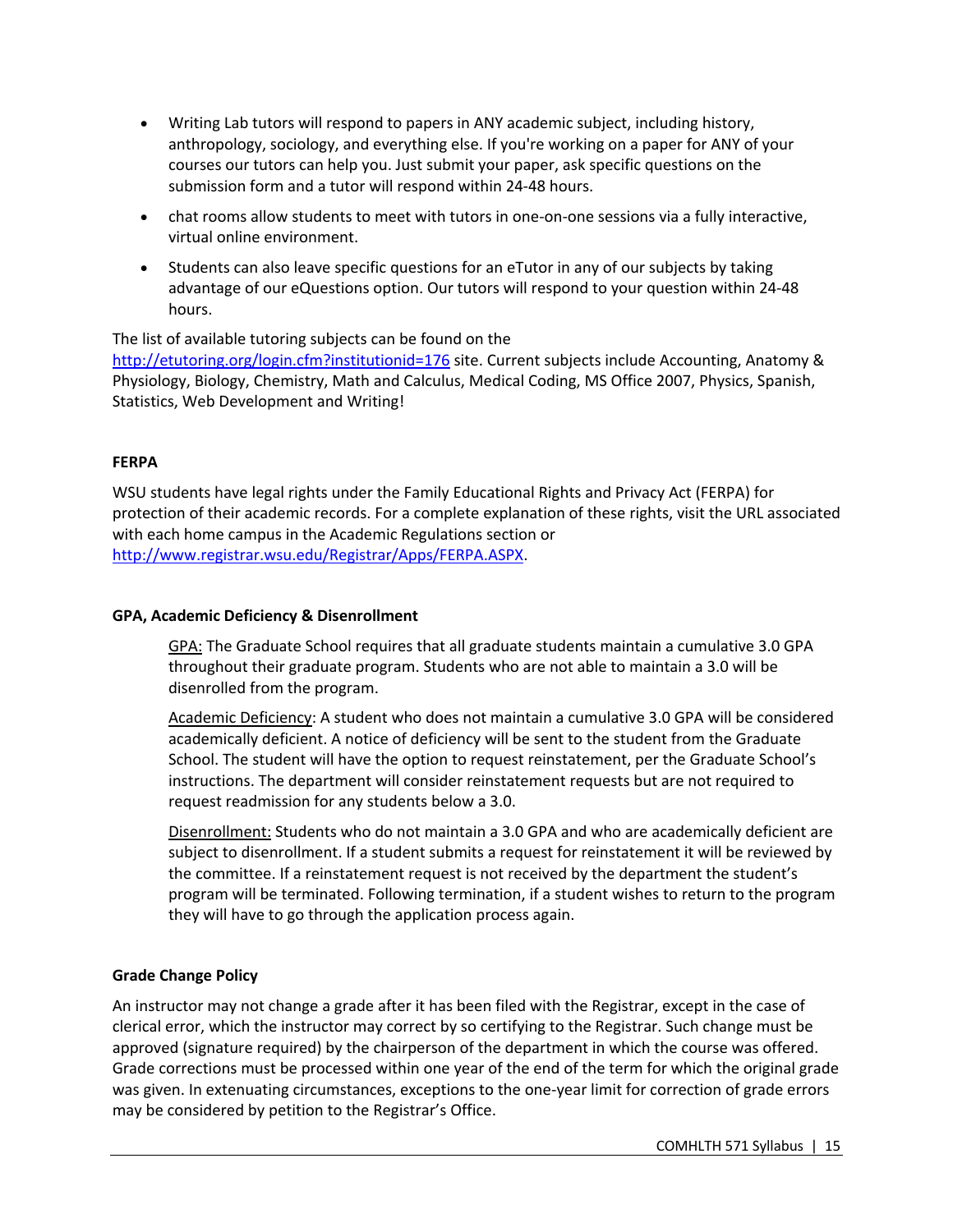- Writing Lab tutors will respond to papers in ANY academic subject, including history, anthropology, sociology, and everything else. If you're working on a paper for ANY of your courses our tutors can help you. Just submit your paper, ask specific questions on the submission form and a tutor will respond within 24-48 hours.
- chat rooms allow students to meet with tutors in one-on-one sessions via a fully interactive, virtual online environment.
- Students can also leave specific questions for an eTutor in any of our subjects by taking advantage of our eQuestions option. Our tutors will respond to your question within 24-48 hours.

The list of available tutoring subjects can be found on the http://etutoring.org/login.cfm?institutionid=176 site. Current subjects include Accounting, Anatomy & Physiology, Biology, Chemistry, Math and Calculus, Medical Coding, MS Office 2007, Physics, Spanish, Statistics, Web Development and Writing!

**FERPA**

WSU students have legal rights under the Family Educational Rights and Privacy Act (FERPA) for protection of their academic records. For a complete explanation of these rights, visit the URL associated with each home campus in the Academic Regulations section or http://www.registrar.wsu.edu/Registrar/Apps/FERPA.ASPX.

**GPA, Academic Deficiency & Disenrollment**

GPA: The Graduate School requires that all graduate students maintain a cumulative 3.0 GPA throughout their graduate program. Students who are not able to maintain a 3.0 will be disenrolled from the program.

Academic Deficiency: A student who does not maintain a cumulative 3.0 GPA will be considered academically deficient. A notice of deficiency will be sent to the student from the Graduate School. The student will have the option to request reinstatement, per the Graduate School's instructions. The department will consider reinstatement requests but are not required to request readmission for any students below a 3.0.

Disenrollment: Students who do not maintain a 3.0 GPA and who are academically deficient are subject to disenrollment. If a student submits a request for reinstatement it will be reviewed by the committee. If a reinstatement request is not received by the department the student's program will be terminated. Following termination, if a student wishes to return to the program they will have to go through the application process again.

**Grade Change Policy**

An instructor may not change a grade after it has been filed with the Registrar, except in the case of clerical error, which the instructor may correct by so certifying to the Registrar. Such change must be approved (signature required) by the chairperson of the department in which the course was offered. Grade corrections must be processed within one year of the end of the term for which the original grade was given. In extenuating circumstances, exceptions to the one-year limit for correction of grade errors may be considered by petition to the Registrar's Office.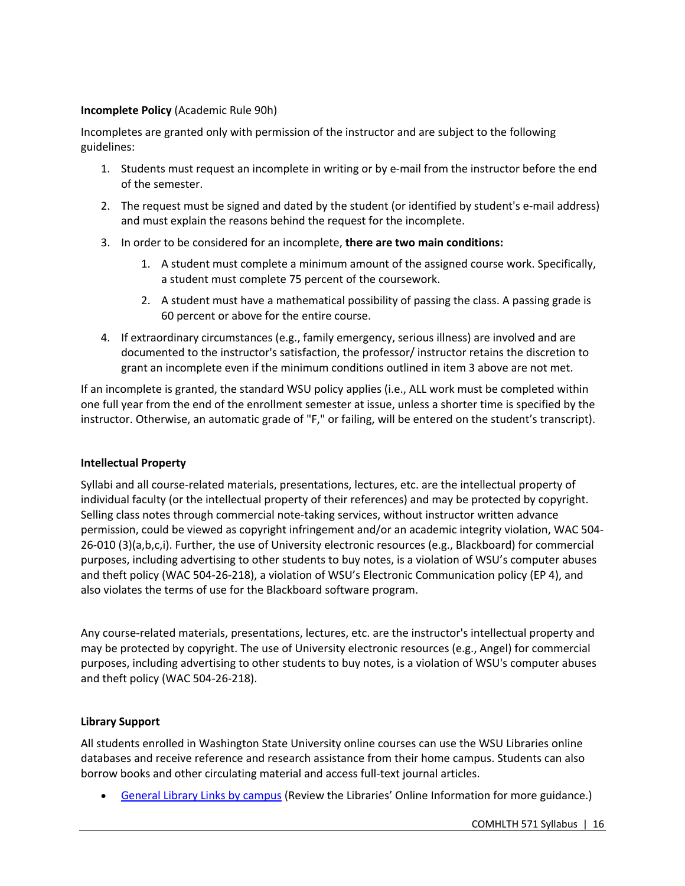**Incomplete Policy** (Academic Rule 90h)

Incompletes are granted only with permission of the instructor and are subject to the following guidelines:

1. Students must request an incomplete in writing or by e-mail from the instructor before the end of the semester.
2. The request must be signed and dated by the student (or identified by student's e-mail address) and must explain the reasons behind the request for the incomplete.
3. In order to be considered for an incomplete, **there are two main conditions:**
    1. A student must complete a minimum amount of the assigned course work. Specifically, a student must complete 75 percent of the coursework.
    2. A student must have a mathematical possibility of passing the class. A passing grade is 60 percent or above for the entire course.
4. If extraordinary circumstances (e.g., family emergency, serious illness) are involved and are documented to the instructor's satisfaction, the professor/ instructor retains the discretion to grant an incomplete even if the minimum conditions outlined in item 3 above are not met.

If an incomplete is granted, the standard WSU policy applies (i.e., ALL work must be completed within one full year from the end of the enrollment semester at issue, unless a shorter time is specified by the instructor. Otherwise, an automatic grade of "F," or failing, will be entered on the student's transcript).

**Intellectual Property**

Syllabi and all course-related materials, presentations, lectures, etc. are the intellectual property of individual faculty (or the intellectual property of their references) and may be protected by copyright. Selling class notes through commercial note-taking services, without instructor written advance permission, could be viewed as copyright infringement and/or an academic integrity violation, WAC 504-26-010 (3)(a,b,c,i). Further, the use of University electronic resources (e.g., Blackboard) for commercial purposes, including advertising to other students to buy notes, is a violation of WSU's computer abuses and theft policy (WAC 504-26-218), a violation of WSU's Electronic Communication policy (EP 4), and also violates the terms of use for the Blackboard software program.

Any course-related materials, presentations, lectures, etc. are the instructor's intellectual property and may be protected by copyright. The use of University electronic resources (e.g., Angel) for commercial purposes, including advertising to other students to buy notes, is a violation of WSU's computer abuses and theft policy (WAC 504-26-218).

**Library Support**

All students enrolled in Washington State University online courses can use the WSU Libraries online databases and receive reference and research assistance from their home campus. Students can also borrow books and other circulating material and access full-text journal articles.

- General Library Links by campus (Review the Libraries' Online Information for more guidance.)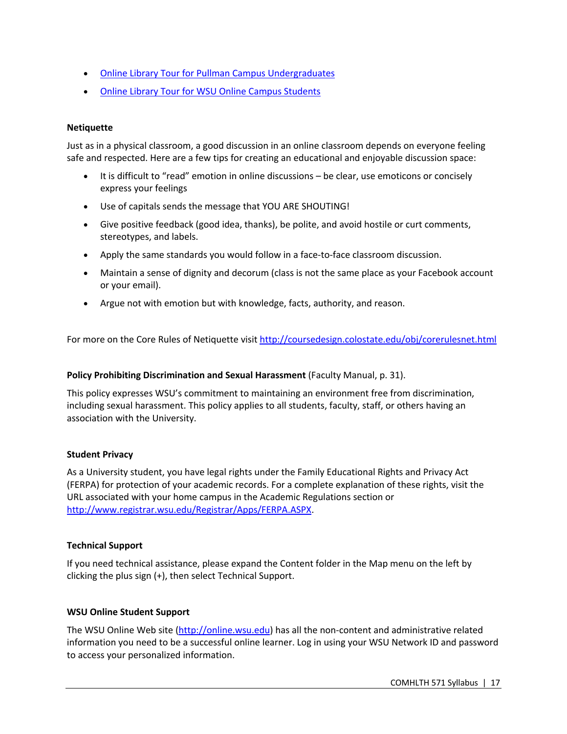- [Online Library Tour for Pullman Campus Undergraduates]
- [Online Library Tour for WSU Online Campus Students]

**Netiquette**

Just as in a physical classroom, a good discussion in an online classroom depends on everyone feeling safe and respected. Here are a few tips for creating an educational and enjoyable discussion space:

- It is difficult to "read" emotion in online discussions – be clear, use emoticons or concisely express your feelings
- Use of capitals sends the message that YOU ARE SHOUTING!
- Give positive feedback (good idea, thanks), be polite, and avoid hostile or curt comments, stereotypes, and labels.
- Apply the same standards you would follow in a face-to-face classroom discussion.
- Maintain a sense of dignity and decorum (class is not the same place as your Facebook account or your email).
- Argue not with emotion but with knowledge, facts, authority, and reason.

For more on the Core Rules of Netiquette visit http://coursedesign.colostate.edu/obj/corerulesnet.html

**Policy Prohibiting Discrimination and Sexual Harassment** (Faculty Manual, p. 31).

This policy expresses WSU's commitment to maintaining an environment free from discrimination, including sexual harassment. This policy applies to all students, faculty, staff, or others having an association with the University.

**Student Privacy**

As a University student, you have legal rights under the Family Educational Rights and Privacy Act (FERPA) for protection of your academic records. For a complete explanation of these rights, visit the URL associated with your home campus in the Academic Regulations section or http://www.registrar.wsu.edu/Registrar/Apps/FERPA.ASPX.

**Technical Support**

If you need technical assistance, please expand the Content folder in the Map menu on the left by clicking the plus sign (+), then select Technical Support.

**WSU Online Student Support**

The WSU Online Web site (http://online.wsu.edu) has all the non-content and administrative related information you need to be a successful online learner. Log in using your WSU Network ID and password to access your personalized information.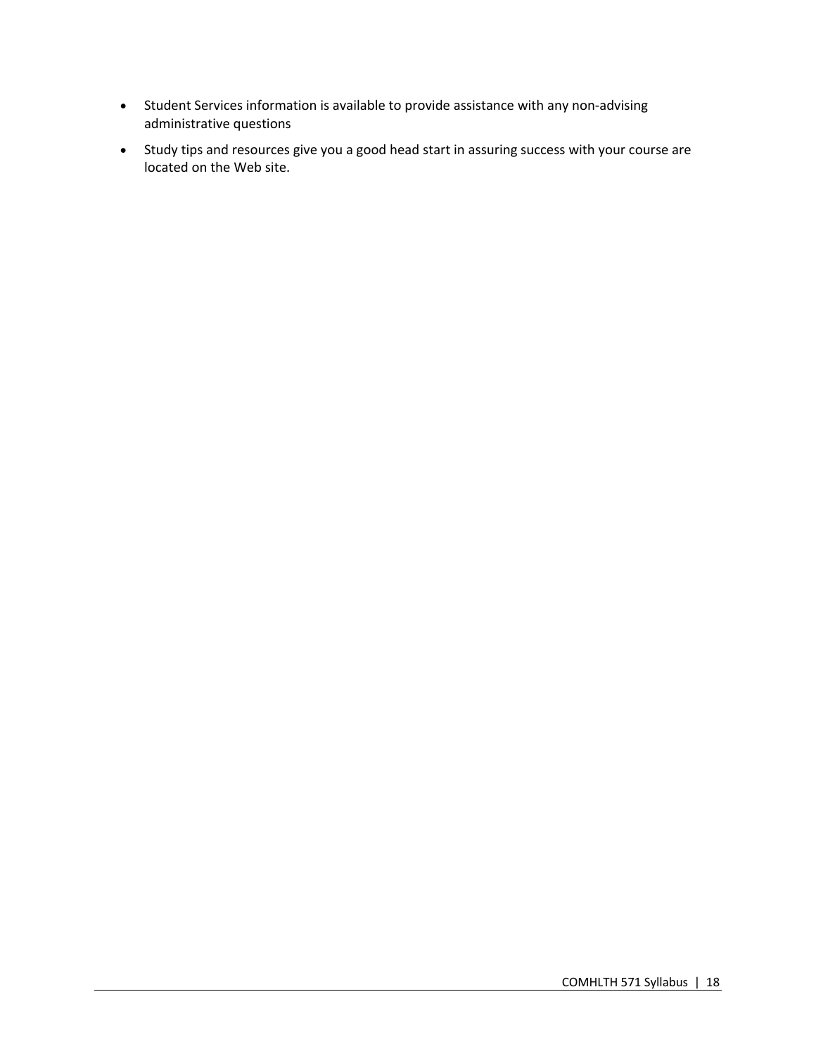- Student Services information is available to provide assistance with any non-advising administrative questions
- Study tips and resources give you a good head start in assuring success with your course are located on the Web site.